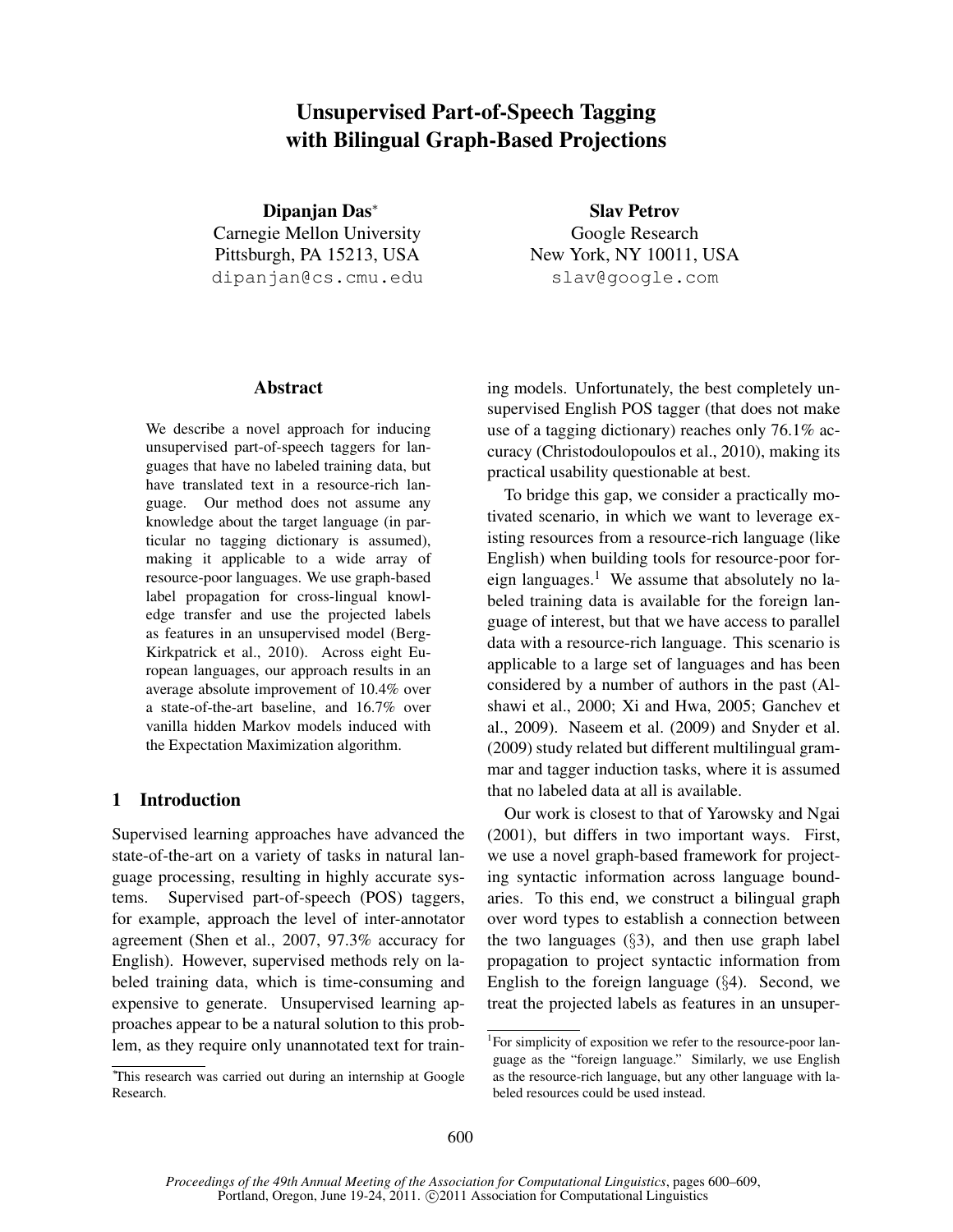# Unsupervised Part-of-Speech Tagging with Bilingual Graph-Based Projections

**Dipanjan Das**[*]
Carnegie Mellon University
Pittsburgh, PA 15213, USA
dipanjan@cs.cmu.edu

**Slav Petrov**
Google Research
New York, NY 10011, USA
slav@google.com

## Abstract

We describe a novel approach for inducing unsupervised part-of-speech taggers for languages that have no labeled training data, but have translated text in a resource-rich language. Our method does not assume any knowledge about the target language (in particular no tagging dictionary is assumed), making it applicable to a wide array of resource-poor languages. We use graph-based label propagation for cross-lingual knowledge transfer and use the projected labels as features in an unsupervised model (Berg-Kirkpatrick et al., 2010). Across eight European languages, our approach results in an average absolute improvement of 10.4% over a state-of-the-art baseline, and 16.7% over vanilla hidden Markov models induced with the Expectation Maximization algorithm.

## 1 Introduction

Supervised learning approaches have advanced the state-of-the-art on a variety of tasks in natural language processing, resulting in highly accurate systems. Supervised part-of-speech (POS) taggers, for example, approach the level of inter-annotator agreement (Shen et al., 2007, 97.3% accuracy for English). However, supervised methods rely on labeled training data, which is time-consuming and expensive to generate. Unsupervised learning approaches appear to be a natural solution to this problem, as they require only unannotated text for training models. Unfortunately, the best completely unsupervised English POS tagger (that does not make use of a tagging dictionary) reaches only 76.1% accuracy (Christodoulopoulos et al., 2010), making its practical usability questionable at best.

To bridge this gap, we consider a practically motivated scenario, in which we want to leverage existing resources from a resource-rich language (like English) when building tools for resource-poor foreign languages.[1] We assume that absolutely no labeled training data is available for the foreign language of interest, but that we have access to parallel data with a resource-rich language. This scenario is applicable to a large set of languages and has been considered by a number of authors in the past (Alshawi et al., 2000; Xi and Hwa, 2005; Ganchev et al., 2009). Naseem et al. (2009) and Snyder et al. (2009) study related but different multilingual grammar and tagger induction tasks, where it is assumed that no labeled data at all is available.

Our work is closest to that of Yarowsky and Ngai (2001), but differs in two important ways. First, we use a novel graph-based framework for projecting syntactic information across language boundaries. To this end, we construct a bilingual graph over word types to establish a connection between the two languages (§3), and then use graph label propagation to project syntactic information from English to the foreign language (§4). Second, we treat the projected labels as features in an unsuper-

[*]This research was carried out during an internship at Google Research.

[1]For simplicity of exposition we refer to the resource-poor language as the "foreign language." Similarly, we use English as the resource-rich language, but any other language with labeled resources could be used instead.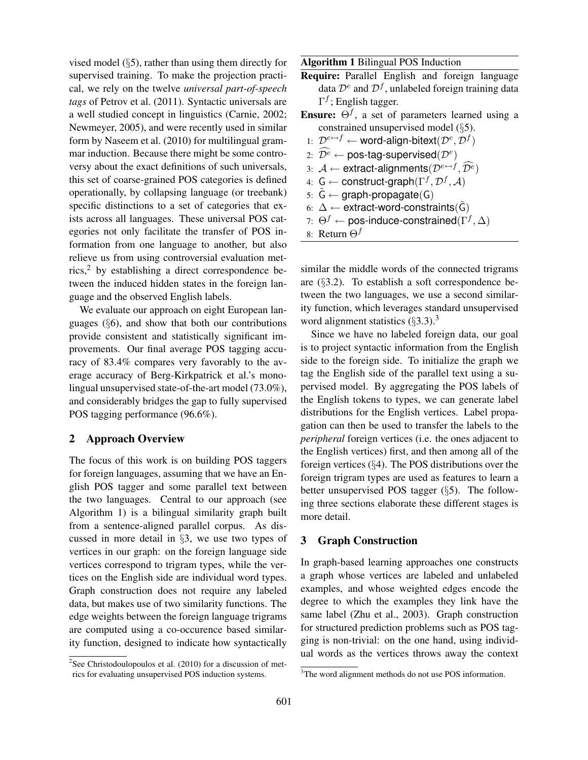vised model (§5), rather than using them directly for supervised training. To make the projection practical, we rely on the twelve *universal part-of-speech tags* of Petrov et al. (2011). Syntactic universals are a well studied concept in linguistics (Carnie, 2002; Newmeyer, 2005), and were recently used in similar form by Naseem et al. (2010) for multilingual grammar induction. Because there might be some controversy about the exact definitions of such universals, this set of coarse-grained POS categories is defined operationally, by collapsing language (or treebank) specific distinctions to a set of categories that exists across all languages. These universal POS categories not only facilitate the transfer of POS information from one language to another, but also relieve us from using controversial evaluation metrics,[2] by establishing a direct correspondence between the induced hidden states in the foreign language and the observed English labels.

We evaluate our approach on eight European languages (§6), and show that both our contributions provide consistent and statistically significant improvements. Our final average POS tagging accuracy of 83.4% compares very favorably to the average accuracy of Berg-Kirkpatrick et al.'s monolingual unsupervised state-of-the-art model (73.0%), and considerably bridges the gap to fully supervised POS tagging performance (96.6%).

## 2 Approach Overview

The focus of this work is on building POS taggers for foreign languages, assuming that we have an English POS tagger and some parallel text between the two languages. Central to our approach (see Algorithm 1) is a bilingual similarity graph built from a sentence-aligned parallel corpus. As discussed in more detail in §3, we use two types of vertices in our graph: on the foreign language side vertices correspond to trigram types, while the vertices on the English side are individual word types. Graph construction does not require any labeled data, but makes use of two similarity functions. The edge weights between the foreign language trigrams are computed using a co-occurence based similarity function, designed to indicate how syntactically similar the middle words of the connected trigrams are (§3.2). To establish a soft correspondence between the two languages, we use a second similarity function, which leverages standard unsupervised word alignment statistics (§3.3).[3]

**Algorithm 1** Bilingual POS Induction

**Require:** Parallel English and foreign language data $\mathcal{D}^e$ and $\mathcal{D}^f$, unlabeled foreign training data $\Gamma^f$; English tagger.

**Ensure:** $\Theta^f$, a set of parameters learned using a constrained unsupervised model (§5).

1: $\mathcal{D}^{e \leftrightarrow f} \leftarrow \text{word-align-bitext}(\mathcal{D}^e, \mathcal{D}^f)$
2: $\widehat{\mathcal{D}^e} \leftarrow \text{pos-tag-supervised}(\mathcal{D}^e)$
3: $\mathcal{A} \leftarrow \text{extract-alignments}(\mathcal{D}^{e \leftrightarrow f}, \widehat{\mathcal{D}^e})$
4: $\mathsf{G} \leftarrow \text{construct-graph}(\Gamma^f, \mathcal{D}^f, \mathcal{A})$
5: $\tilde{\mathsf{G}} \leftarrow \text{graph-propagate}(\mathsf{G})$
6: $\Delta \leftarrow \text{extract-word-constraints}(\tilde{\mathsf{G}})$
7: $\Theta^f \leftarrow \text{pos-induce-constrained}(\Gamma^f, \Delta)$
8: Return $\Theta^f$

Since we have no labeled foreign data, our goal is to project syntactic information from the English side to the foreign side. To initialize the graph we tag the English side of the parallel text using a supervised model. By aggregating the POS labels of the English tokens to types, we can generate label distributions for the English vertices. Label propagation can then be used to transfer the labels to the *peripheral* foreign vertices (i.e. the ones adjacent to the English vertices) first, and then among all of the foreign vertices (§4). The POS distributions over the foreign trigram types are used as features to learn a better unsupervised POS tagger (§5). The following three sections elaborate these different stages is more detail.

## 3 Graph Construction

In graph-based learning approaches one constructs a graph whose vertices are labeled and unlabeled examples, and whose weighted edges encode the degree to which the examples they link have the same label (Zhu et al., 2003). Graph construction for structured prediction problems such as POS tagging is non-trivial: on the one hand, using individual words as the vertices throws away the context

[2] See Christodoulopoulos et al. (2010) for a discussion of metrics for evaluating unsupervised POS induction systems.

[3] The word alignment methods do not use POS information.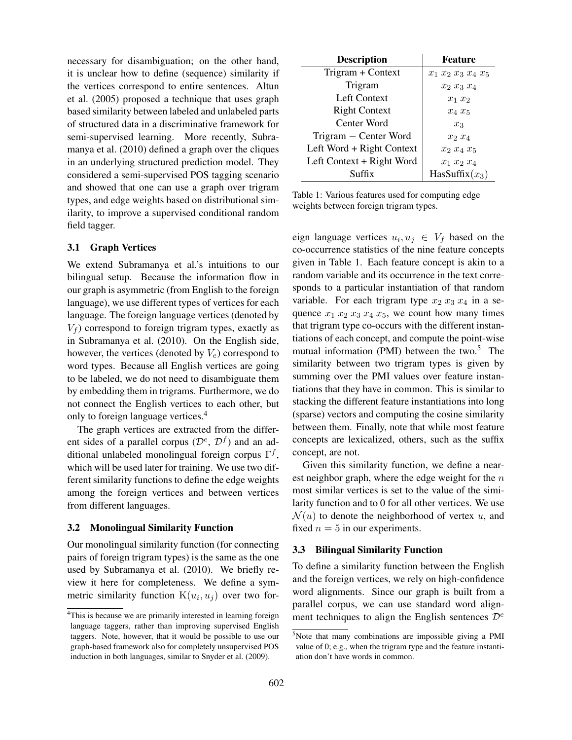necessary for disambiguation; on the other hand, it is unclear how to define (sequence) similarity if the vertices correspond to entire sentences. Altun et al. (2005) proposed a technique that uses graph based similarity between labeled and unlabeled parts of structured data in a discriminative framework for semi-supervised learning. More recently, Subramanya et al. (2010) defined a graph over the cliques in an underlying structured prediction model. They considered a semi-supervised POS tagging scenario and showed that one can use a graph over trigram types, and edge weights based on distributional similarity, to improve a supervised conditional random field tagger.

### 3.1 Graph Vertices

We extend Subramanya et al.'s intuitions to our bilingual setup. Because the information flow in our graph is asymmetric (from English to the foreign language), we use different types of vertices for each language. The foreign language vertices (denoted by $V_f$) correspond to foreign trigram types, exactly as in Subramanya et al. (2010). On the English side, however, the vertices (denoted by $V_e$) correspond to word types. Because all English vertices are going to be labeled, we do not need to disambiguate them by embedding them in trigrams. Furthermore, we do not connect the English vertices to each other, but only to foreign language vertices.[4]

The graph vertices are extracted from the different sides of a parallel corpus ($\mathcal{D}^e$, $\mathcal{D}^f$) and an additional unlabeled monolingual foreign corpus $\Gamma^f$, which will be used later for training. We use two different similarity functions to define the edge weights among the foreign vertices and between vertices from different languages.

### 3.2 Monolingual Similarity Function

Our monolingual similarity function (for connecting pairs of foreign trigram types) is the same as the one used by Subramanya et al. (2010). We briefly review it here for completeness. We define a symmetric similarity function $\mathrm{K}(u_i, u_j)$ over two foreign language vertices $u_i, u_j \in V_f$ based on the co-occurrence statistics of the nine feature concepts given in Table 1. Each feature concept is akin to a random variable and its occurrence in the text corresponds to a particular instantiation of that random variable. For each trigram type $x_2\ x_3\ x_4$ in a sequence $x_1\ x_2\ x_3\ x_4\ x_5$, we count how many times that trigram type co-occurs with the different instantiations of each concept, and compute the point-wise mutual information (PMI) between the two.[5] The similarity between two trigram types is given by summing over the PMI values over feature instantiations that they have in common. This is similar to stacking the different feature instantiations into long (sparse) vectors and computing the cosine similarity between them. Finally, note that while most feature concepts are lexicalized, others, such as the suffix concept, are not.

| Description | Feature |
|---|---|
| Trigram + Context | $x_1\ x_2\ x_3\ x_4\ x_5$ |
| Trigram | $x_2\ x_3\ x_4$ |
| Left Context | $x_1\ x_2$ |
| Right Context | $x_4\ x_5$ |
| Center Word | $x_3$ |
| Trigram − Center Word | $x_2\ x_4$ |
| Left Word + Right Context | $x_2\ x_4\ x_5$ |
| Left Context + Right Word | $x_1\ x_2\ x_4$ |
| Suffix | $\mathrm{HasSuffix}(x_3)$ |

Table 1: Various features used for computing edge weights between foreign trigram types.

Given this similarity function, we define a nearest neighbor graph, where the edge weight for the $n$ most similar vertices is set to the value of the similarity function and to 0 for all other vertices. We use $\mathcal{N}(u)$ to denote the neighborhood of vertex $u$, and fixed $n = 5$ in our experiments.

### 3.3 Bilingual Similarity Function

To define a similarity function between the English and the foreign vertices, we rely on high-confidence word alignments. Since our graph is built from a parallel corpus, we can use standard word alignment techniques to align the English sentences $\mathcal{D}^e$

[4] This is because we are primarily interested in learning foreign language taggers, rather than improving supervised English taggers. Note, however, that it would be possible to use our graph-based framework also for completely unsupervised POS induction in both languages, similar to Snyder et al. (2009).

[5] Note that many combinations are impossible giving a PMI value of 0; e.g., when the trigram type and the feature instantiation don't have words in common.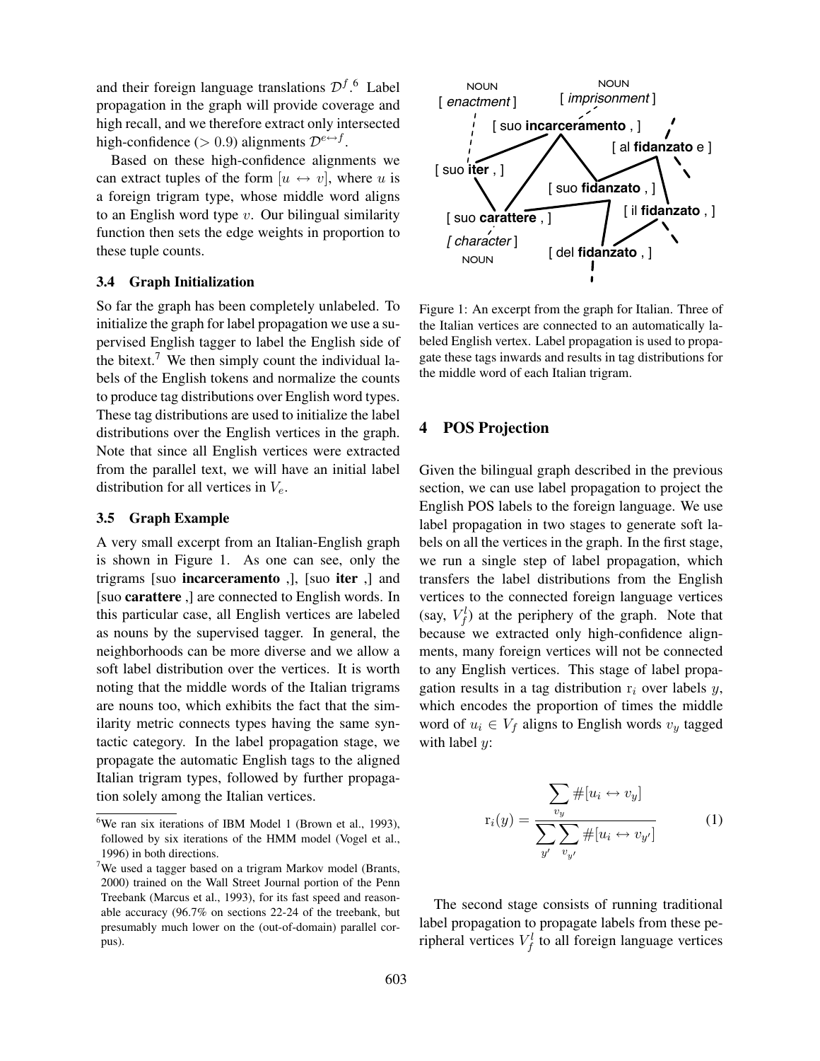and their foreign language translations $\mathcal{D}^f$.[6] Label propagation in the graph will provide coverage and high recall, and we therefore extract only intersected high-confidence ($> 0.9$) alignments $\mathcal{D}^{e \leftrightarrow f}$.

Based on these high-confidence alignments we can extract tuples of the form $[u \leftrightarrow v]$, where $u$ is a foreign trigram type, whose middle word aligns to an English word type $v$. Our bilingual similarity function then sets the edge weights in proportion to these tuple counts.

### 3.4 Graph Initialization

So far the graph has been completely unlabeled. To initialize the graph for label propagation we use a supervised English tagger to label the English side of the bitext.[7] We then simply count the individual labels of the English tokens and normalize the counts to produce tag distributions over English word types. These tag distributions are used to initialize the label distributions over the English vertices in the graph. Note that since all English vertices were extracted from the parallel text, we will have an initial label distribution for all vertices in $V_e$.

### 3.5 Graph Example

A very small excerpt from an Italian-English graph is shown in Figure 1. As one can see, only the trigrams [suo **incarceramento** ,], [suo **iter** ,] and [suo **carattere** ,] are connected to English words. In this particular case, all English vertices are labeled as nouns by the supervised tagger. In general, the neighborhoods can be more diverse and we allow a soft label distribution over the vertices. It is worth noting that the middle words of the Italian trigrams are nouns too, which exhibits the fact that the similarity metric connects types having the same syntactic category. In the label propagation stage, we propagate the automatic English tags to the aligned Italian trigram types, followed by further propagation solely among the Italian vertices.

Figure 1: An excerpt from the graph for Italian. Three of the Italian vertices are connected to an automatically labeled English vertex. Label propagation is used to propagate these tags inwards and results in tag distributions for the middle word of each Italian trigram.

## 4 POS Projection

Given the bilingual graph described in the previous section, we can use label propagation to project the English POS labels to the foreign language. We use label propagation in two stages to generate soft labels on all the vertices in the graph. In the first stage, we run a single step of label propagation, which transfers the label distributions from the English vertices to the connected foreign language vertices (say, $V_f^l$) at the periphery of the graph. Note that because we extracted only high-confidence alignments, many foreign vertices will not be connected to any English vertices. This stage of label propagation results in a tag distribution $\mathrm{r}_i$ over labels $y$, which encodes the proportion of times the middle word of $u_i \in V_f$ aligns to English words $v_y$ tagged with label $y$:

$$\mathrm{r}_i(y) = \frac{\sum_{v_y} \#[u_i \leftrightarrow v_y]}{\sum_{y'} \sum_{v_{y'}} \#[u_i \leftrightarrow v_{y'}]} \tag{1}$$

The second stage consists of running traditional label propagation to propagate labels from these peripheral vertices $V_f^l$ to all foreign language vertices

[6] We ran six iterations of IBM Model 1 (Brown et al., 1993), followed by six iterations of the HMM model (Vogel et al., 1996) in both directions.

[7] We used a tagger based on a trigram Markov model (Brants, 2000) trained on the Wall Street Journal portion of the Penn Treebank (Marcus et al., 1993), for its fast speed and reasonable accuracy (96.7% on sections 22-24 of the treebank, but presumably much lower on the (out-of-domain) parallel corpus).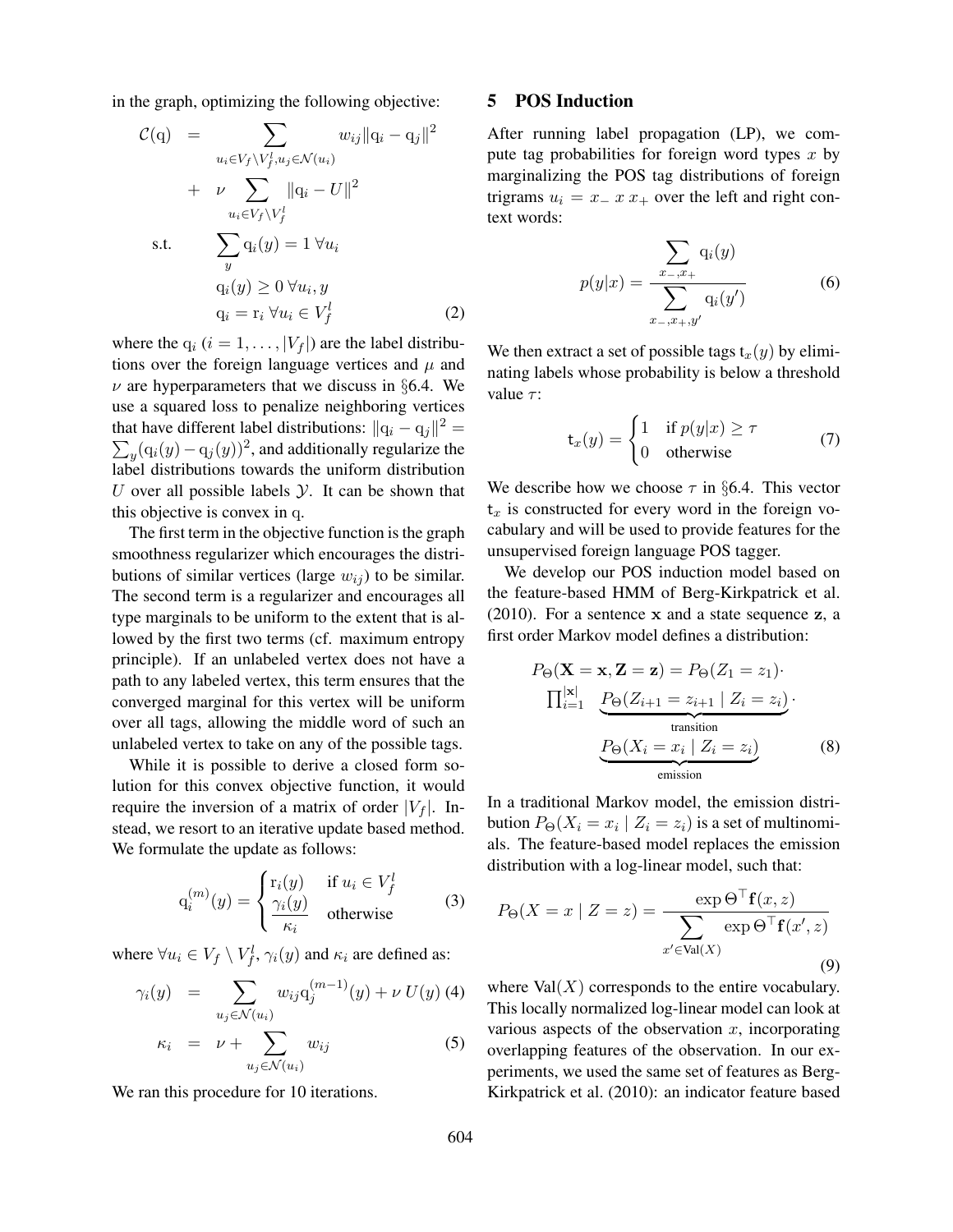in the graph, optimizing the following objective:

$$
\begin{aligned}
\mathcal{C}(\mathrm{q}) &= \sum_{u_i \in V_f \setminus V_f^l, u_j \in \mathcal{N}(u_i)} w_{ij} \|\mathrm{q}_i - \mathrm{q}_j\|^2 \\
&+ \nu \sum_{u_i \in V_f \setminus V_f^l} \|\mathrm{q}_i - U\|^2 \\
\text{s.t.} \quad & \sum_y \mathrm{q}_i(y) = 1 \ \forall u_i \\
& \mathrm{q}_i(y) \geq 0 \ \forall u_i, y \\
& \mathrm{q}_i = \mathrm{r}_i \ \forall u_i \in V_f^l
\end{aligned} \tag{2}
$$

where the $\mathrm{q}_i$ ($i = 1, \ldots, |V_f|$) are the label distributions over the foreign language vertices and $\mu$ and $\nu$ are hyperparameters that we discuss in §6.4. We use a squared loss to penalize neighboring vertices that have different label distributions: $\|\mathrm{q}_i - \mathrm{q}_j\|^2 = \sum_y (\mathrm{q}_i(y) - \mathrm{q}_j(y))^2$, and additionally regularize the label distributions towards the uniform distribution $U$ over all possible labels $\mathcal{Y}$. It can be shown that this objective is convex in q.

The first term in the objective function is the graph smoothness regularizer which encourages the distributions of similar vertices (large $w_{ij}$) to be similar. The second term is a regularizer and encourages all type marginals to be uniform to the extent that is allowed by the first two terms (cf. maximum entropy principle). If an unlabeled vertex does not have a path to any labeled vertex, this term ensures that the converged marginal for this vertex will be uniform over all tags, allowing the middle word of such an unlabeled vertex to take on any of the possible tags.

While it is possible to derive a closed form solution for this convex objective function, it would require the inversion of a matrix of order $|V_f|$. Instead, we resort to an iterative update based method. We formulate the update as follows:

$$
\mathrm{q}_i^{(m)}(y) = \begin{cases} \mathrm{r}_i(y) & \text{if } u_i \in V_f^l \\ \frac{\gamma_i(y)}{\kappa_i} & \text{otherwise} \end{cases} \tag{3}
$$

where $\forall u_i \in V_f \setminus V_f^l$, $\gamma_i(y)$ and $\kappa_i$ are defined as:

$$
\gamma_i(y) = \sum_{u_j \in \mathcal{N}(u_i)} w_{ij} \mathrm{q}_j^{(m-1)}(y) + \nu \, U(y) \tag{4}
$$

$$
\kappa_i = \nu + \sum_{u_j \in \mathcal{N}(u_i)} w_{ij} \tag{5}
$$

We ran this procedure for 10 iterations.

## 5 POS Induction

After running label propagation (LP), we compute tag probabilities for foreign word types $x$ by marginalizing the POS tag distributions of foreign trigrams $u_i = x_- \ x \ x_+$ over the left and right context words:

$$
p(y|x) = \frac{\sum_{x_-, x_+} \mathrm{q}_i(y)}{\sum_{x_-, x_+, y'} \mathrm{q}_i(y')} \tag{6}
$$

We then extract a set of possible tags $\mathsf{t}_x(y)$ by eliminating labels whose probability is below a threshold value $\tau$:

$$
\mathsf{t}_x(y) = \begin{cases} 1 & \text{if } p(y|x) \geq \tau \\ 0 & \text{otherwise} \end{cases} \tag{7}
$$

We describe how we choose $\tau$ in §6.4. This vector $\mathsf{t}_x$ is constructed for every word in the foreign vocabulary and will be used to provide features for the unsupervised foreign language POS tagger.

We develop our POS induction model based on the feature-based HMM of Berg-Kirkpatrick et al. (2010). For a sentence $\mathbf{x}$ and a state sequence $\mathbf{z}$, a first order Markov model defines a distribution:

$$
\begin{aligned}
P_\Theta(\mathbf{X} = \mathbf{x}, \mathbf{Z} = \mathbf{z}) &= P_\Theta(Z_1 = z_1) \cdot \\
\prod_{i=1}^{|\mathbf{x}|} & \underbrace{P_\Theta(Z_{i+1} = z_{i+1} \mid Z_i = z_i)}_{\text{transition}} \cdot \\
& \underbrace{P_\Theta(X_i = x_i \mid Z_i = z_i)}_{\text{emission}}
\end{aligned} \tag{8}
$$

In a traditional Markov model, the emission distribution $P_\Theta(X_i = x_i \mid Z_i = z_i)$ is a set of multinomials. The feature-based model replaces the emission distribution with a log-linear model, such that:

$$
P_\Theta(X = x \mid Z = z) = \frac{\exp \Theta^\top \mathbf{f}(x, z)}{\sum_{x' \in \text{Val}(X)} \exp \Theta^\top \mathbf{f}(x', z)} \tag{9}
$$

where $\text{Val}(X)$ corresponds to the entire vocabulary. This locally normalized log-linear model can look at various aspects of the observation $x$, incorporating overlapping features of the observation. In our experiments, we used the same set of features as Berg-Kirkpatrick et al. (2010): an indicator feature based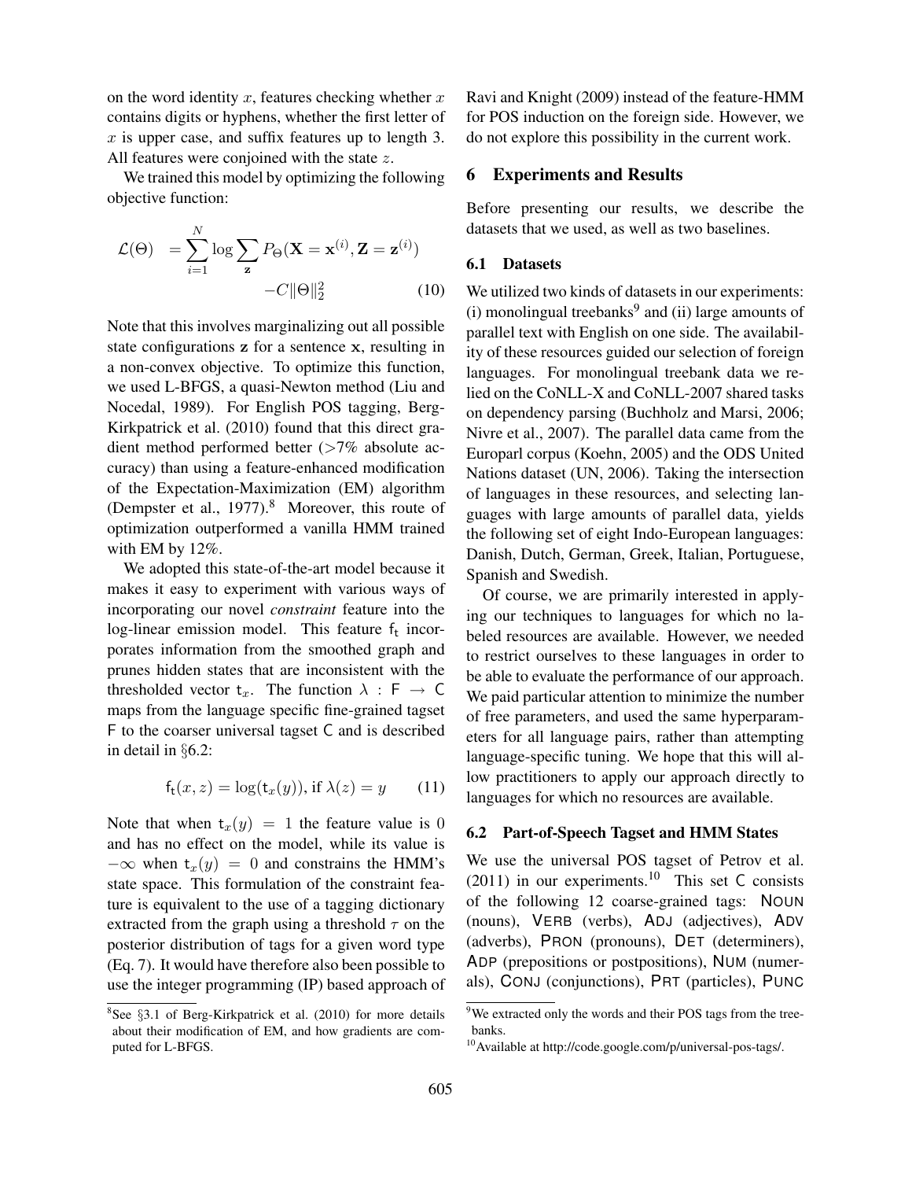on the word identity $x$, features checking whether $x$ contains digits or hyphens, whether the first letter of $x$ is upper case, and suffix features up to length 3. All features were conjoined with the state $z$.

We trained this model by optimizing the following objective function:

$$\mathcal{L}(\Theta) = \sum_{i=1}^{N} \log \sum_{\mathbf{z}} P_\Theta(\mathbf{X} = \mathbf{x}^{(i)}, \mathbf{Z} = \mathbf{z}^{(i)}) - C\|\Theta\|_2^2 \quad (10)$$

Note that this involves marginalizing out all possible state configurations $\mathbf{z}$ for a sentence $\mathbf{x}$, resulting in a non-convex objective. To optimize this function, we used L-BFGS, a quasi-Newton method (Liu and Nocedal, 1989). For English POS tagging, Berg-Kirkpatrick et al. (2010) found that this direct gradient method performed better (>7% absolute accuracy) than using a feature-enhanced modification of the Expectation-Maximization (EM) algorithm (Dempster et al., 1977).[8] Moreover, this route of optimization outperformed a vanilla HMM trained with EM by 12%.

We adopted this state-of-the-art model because it makes it easy to experiment with various ways of incorporating our novel *constraint* feature into the log-linear emission model. This feature $\mathsf{f_t}$ incorporates information from the smoothed graph and prunes hidden states that are inconsistent with the thresholded vector $\mathsf{t}_x$. The function $\lambda : \mathsf{F} \rightarrow \mathsf{C}$ maps from the language specific fine-grained tagset $\mathsf{F}$ to the coarser universal tagset $\mathsf{C}$ and is described in detail in §6.2:

$$\mathsf{f_t}(x, z) = \log(\mathsf{t}_x(y)), \text{ if } \lambda(z) = y \quad (11)$$

Note that when $\mathsf{t}_x(y) = 1$ the feature value is 0 and has no effect on the model, while its value is $-\infty$ when $\mathsf{t}_x(y) = 0$ and constrains the HMM's state space. This formulation of the constraint feature is equivalent to the use of a tagging dictionary extracted from the graph using a threshold $\tau$ on the posterior distribution of tags for a given word type (Eq. 7). It would have therefore also been possible to use the integer programming (IP) based approach of Ravi and Knight (2009) instead of the feature-HMM for POS induction on the foreign side. However, we do not explore this possibility in the current work.

[8] See §3.1 of Berg-Kirkpatrick et al. (2010) for more details about their modification of EM, and how gradients are computed for L-BFGS.

## 6 Experiments and Results

Before presenting our results, we describe the datasets that we used, as well as two baselines.

### 6.1 Datasets

We utilized two kinds of datasets in our experiments: (i) monolingual treebanks[9] and (ii) large amounts of parallel text with English on one side. The availability of these resources guided our selection of foreign languages. For monolingual treebank data we relied on the CoNLL-X and CoNLL-2007 shared tasks on dependency parsing (Buchholz and Marsi, 2006; Nivre et al., 2007). The parallel data came from the Europarl corpus (Koehn, 2005) and the ODS United Nations dataset (UN, 2006). Taking the intersection of languages in these resources, and selecting languages with large amounts of parallel data, yields the following set of eight Indo-European languages: Danish, Dutch, German, Greek, Italian, Portuguese, Spanish and Swedish.

Of course, we are primarily interested in applying our techniques to languages for which no labeled resources are available. However, we needed to restrict ourselves to these languages in order to be able to evaluate the performance of our approach. We paid particular attention to minimize the number of free parameters, and used the same hyperparameters for all language pairs, rather than attempting language-specific tuning. We hope that this will allow practitioners to apply our approach directly to languages for which no resources are available.

### 6.2 Part-of-Speech Tagset and HMM States

We use the universal POS tagset of Petrov et al. (2011) in our experiments.[10] This set C consists of the following 12 coarse-grained tags: NOUN (nouns), VERB (verbs), ADJ (adjectives), ADV (adverbs), PRON (pronouns), DET (determiners), ADP (prepositions or postpositions), NUM (numerals), CONJ (conjunctions), PRT (particles), PUNC

[9] We extracted only the words and their POS tags from the treebanks.

[10] Available at http://code.google.com/p/universal-pos-tags/.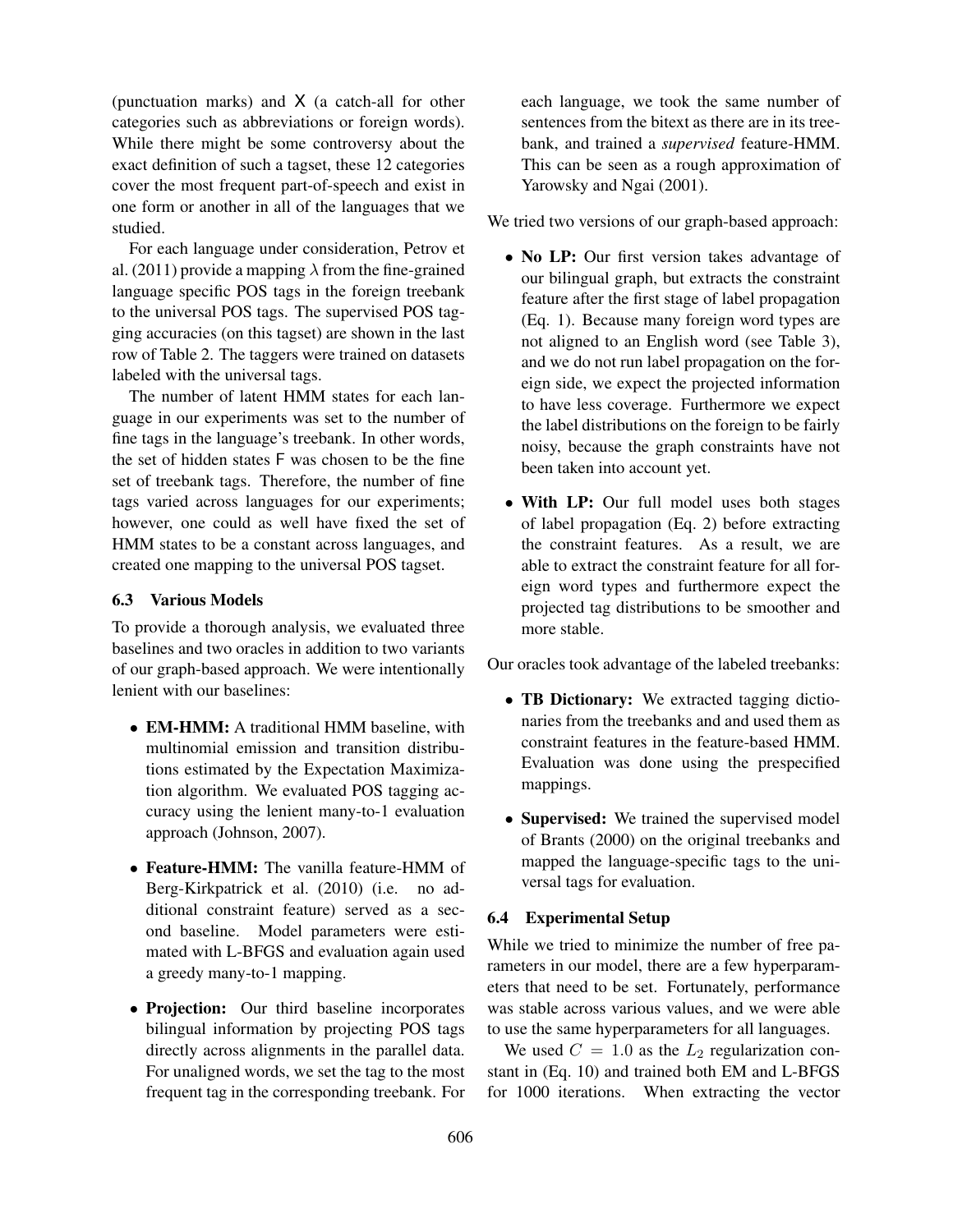(punctuation marks) and X (a catch-all for other categories such as abbreviations or foreign words). While there might be some controversy about the exact definition of such a tagset, these 12 categories cover the most frequent part-of-speech and exist in one form or another in all of the languages that we studied.

For each language under consideration, Petrov et al. (2011) provide a mapping $\lambda$ from the fine-grained language specific POS tags in the foreign treebank to the universal POS tags. The supervised POS tagging accuracies (on this tagset) are shown in the last row of Table 2. The taggers were trained on datasets labeled with the universal tags.

The number of latent HMM states for each language in our experiments was set to the number of fine tags in the language's treebank. In other words, the set of hidden states F was chosen to be the fine set of treebank tags. Therefore, the number of fine tags varied across languages for our experiments; however, one could as well have fixed the set of HMM states to be a constant across languages, and created one mapping to the universal POS tagset.

### 6.3 Various Models

To provide a thorough analysis, we evaluated three baselines and two oracles in addition to two variants of our graph-based approach. We were intentionally lenient with our baselines:

- **EM-HMM:** A traditional HMM baseline, with multinomial emission and transition distributions estimated by the Expectation Maximization algorithm. We evaluated POS tagging accuracy using the lenient many-to-1 evaluation approach (Johnson, 2007).
- **Feature-HMM:** The vanilla feature-HMM of Berg-Kirkpatrick et al. (2010) (i.e. no additional constraint feature) served as a second baseline. Model parameters were estimated with L-BFGS and evaluation again used a greedy many-to-1 mapping.
- **Projection:** Our third baseline incorporates bilingual information by projecting POS tags directly across alignments in the parallel data. For unaligned words, we set the tag to the most frequent tag in the corresponding treebank. For each language, we took the same number of sentences from the bitext as there are in its treebank, and trained a *supervised* feature-HMM. This can be seen as a rough approximation of Yarowsky and Ngai (2001).

We tried two versions of our graph-based approach:

- **No LP:** Our first version takes advantage of our bilingual graph, but extracts the constraint feature after the first stage of label propagation (Eq. 1). Because many foreign word types are not aligned to an English word (see Table 3), and we do not run label propagation on the foreign side, we expect the projected information to have less coverage. Furthermore we expect the label distributions on the foreign to be fairly noisy, because the graph constraints have not been taken into account yet.
- **With LP:** Our full model uses both stages of label propagation (Eq. 2) before extracting the constraint features. As a result, we are able to extract the constraint feature for all foreign word types and furthermore expect the projected tag distributions to be smoother and more stable.

Our oracles took advantage of the labeled treebanks:

- **TB Dictionary:** We extracted tagging dictionaries from the treebanks and and used them as constraint features in the feature-based HMM. Evaluation was done using the prespecified mappings.
- **Supervised:** We trained the supervised model of Brants (2000) on the original treebanks and mapped the language-specific tags to the universal tags for evaluation.

### 6.4 Experimental Setup

While we tried to minimize the number of free parameters in our model, there are a few hyperparameters that need to be set. Fortunately, performance was stable across various values, and we were able to use the same hyperparameters for all languages.

We used $C = 1.0$ as the $L_2$ regularization constant in (Eq. 10) and trained both EM and L-BFGS for 1000 iterations. When extracting the vector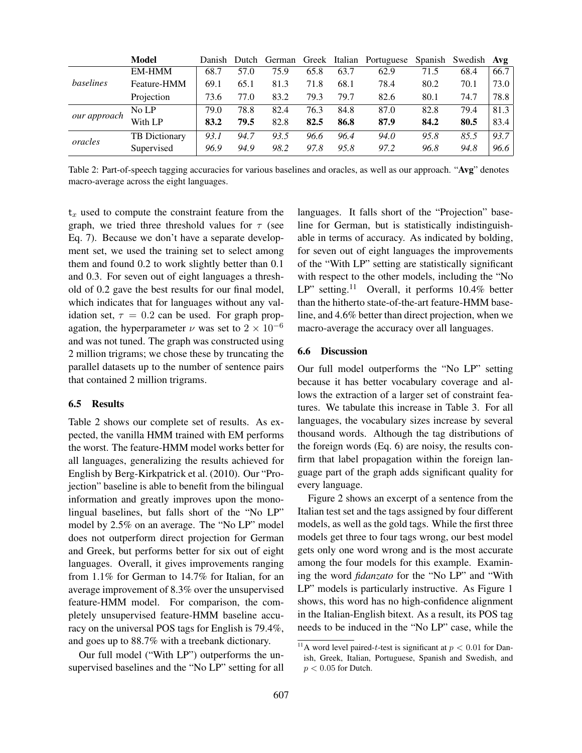| | Model | Danish | Dutch | German | Greek | Italian | Portuguese | Spanish | Swedish | Avg |
|---|---|---|---|---|---|---|---|---|---|---|
| *baselines* | EM-HMM | 68.7 | 57.0 | 75.9 | 65.8 | 63.7 | 62.9 | 71.5 | 68.4 | 66.7 |
| | Feature-HMM | 69.1 | 65.1 | 81.3 | 71.8 | 68.1 | 78.4 | 80.2 | 70.1 | 73.0 |
| | Projection | 73.6 | 77.0 | 83.2 | 79.3 | 79.7 | 82.6 | 80.1 | 74.7 | 78.8 |
| *our approach* | No LP | 79.0 | 78.8 | 82.4 | 76.3 | 84.8 | 87.0 | 82.8 | 79.4 | 81.3 |
| | With LP | **83.2** | **79.5** | 82.8 | **82.5** | **86.8** | **87.9** | **84.2** | **80.5** | 83.4 |
| *oracles* | TB Dictionary | *93.1* | *94.7* | *93.5* | *96.6* | *96.4* | *94.0* | *95.8* | *85.5* | *93.7* |
| | Supervised | *96.9* | *94.9* | *98.2* | *97.8* | *95.8* | *97.2* | *96.8* | *94.8* | *96.6* |

Table 2: Part-of-speech tagging accuracies for various baselines and oracles, as well as our approach. "**Avg**" denotes macro-average across the eight languages.

$t_x$ used to compute the constraint feature from the graph, we tried three threshold values for $\tau$ (see Eq. 7). Because we don't have a separate development set, we used the training set to select among them and found 0.2 to work slightly better than 0.1 and 0.3. For seven out of eight languages a threshold of 0.2 gave the best results for our final model, which indicates that for languages without any validation set, $\tau = 0.2$ can be used. For graph propagation, the hyperparameter $\nu$ was set to $2 \times 10^{-6}$ and was not tuned. The graph was constructed using 2 million trigrams; we chose these by truncating the parallel datasets up to the number of sentence pairs that contained 2 million trigrams.

### 6.5 Results

Table 2 shows our complete set of results. As expected, the vanilla HMM trained with EM performs the worst. The feature-HMM model works better for all languages, generalizing the results achieved for English by Berg-Kirkpatrick et al. (2010). Our "Projection" baseline is able to benefit from the bilingual information and greatly improves upon the monolingual baselines, but falls short of the "No LP" model by 2.5% on an average. The "No LP" model does not outperform direct projection for German and Greek, but performs better for six out of eight languages. Overall, it gives improvements ranging from 1.1% for German to 14.7% for Italian, for an average improvement of 8.3% over the unsupervised feature-HMM model. For comparison, the completely unsupervised feature-HMM baseline accuracy on the universal POS tags for English is 79.4%, and goes up to 88.7% with a treebank dictionary.

Our full model ("With LP") outperforms the unsupervised baselines and the "No LP" setting for all languages. It falls short of the "Projection" baseline for German, but is statistically indistinguishable in terms of accuracy. As indicated by bolding, for seven out of eight languages the improvements of the "With LP" setting are statistically significant with respect to the other models, including the "No LP" setting.[11] Overall, it performs 10.4% better than the hitherto state-of-the-art feature-HMM baseline, and 4.6% better than direct projection, when we macro-average the accuracy over all languages.

### 6.6 Discussion

Our full model outperforms the "No LP" setting because it has better vocabulary coverage and allows the extraction of a larger set of constraint features. We tabulate this increase in Table 3. For all languages, the vocabulary sizes increase by several thousand words. Although the tag distributions of the foreign words (Eq. 6) are noisy, the results confirm that label propagation within the foreign language part of the graph adds significant quality for every language.

Figure 2 shows an excerpt of a sentence from the Italian test set and the tags assigned by four different models, as well as the gold tags. While the first three models get three to four tags wrong, our best model gets only one word wrong and is the most accurate among the four models for this example. Examining the word *fidanzato* for the "No LP" and "With LP" models is particularly instructive. As Figure 1 shows, this word has no high-confidence alignment in the Italian-English bitext. As a result, its POS tag needs to be induced in the "No LP" case, while the

[11] A word level paired-$t$-test is significant at $p < 0.01$ for Danish, Greek, Italian, Portuguese, Spanish and Swedish, and $p < 0.05$ for Dutch.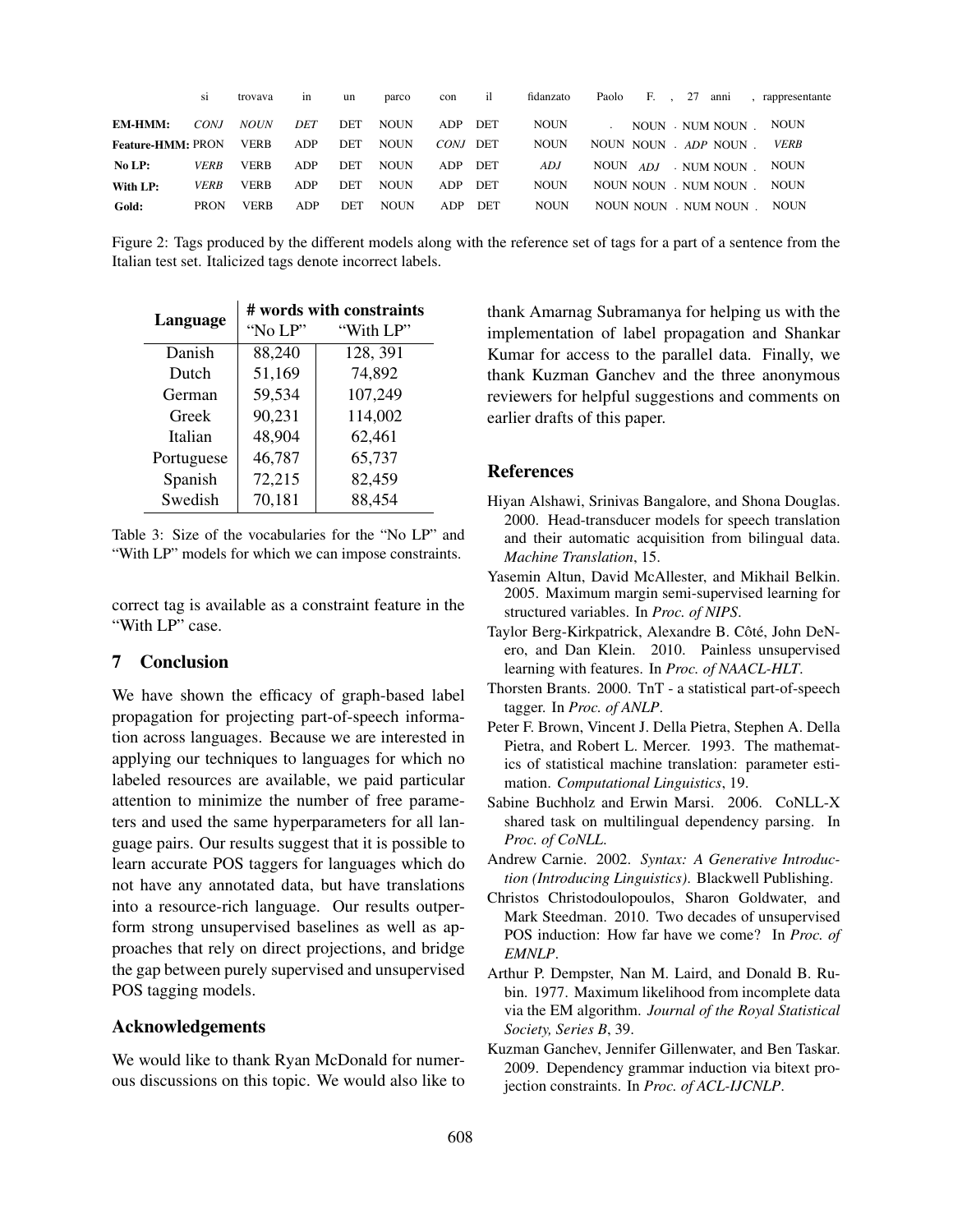| | si | trovava | in | un | parco | con | il | fidanzato | Paolo | F. | , | 27 | anni | , | rappresentante |
|---|---|---|---|---|---|---|---|---|---|---|---|---|---|---|---|
| **EM-HMM:** | *CONJ* | *NOUN* | *DET* | DET | NOUN | ADP | DET | NOUN | . | NOUN | . | NUM | NOUN | . | NOUN |
| **Feature-HMM:** | PRON | VERB | ADP | DET | NOUN | *CONJ* | DET | NOUN | NOUN | NOUN | . | *ADP* | NOUN | . | *VERB* |
| **No LP:** | *VERB* | VERB | ADP | DET | NOUN | ADP | DET | *ADJ* | NOUN | *ADJ* | . | NUM | NOUN | . | NOUN |
| **With LP:** | *VERB* | VERB | ADP | DET | NOUN | ADP | DET | NOUN | NOUN | NOUN | . | NUM | NOUN | . | NOUN |
| **Gold:** | PRON | VERB | ADP | DET | NOUN | ADP | DET | NOUN | NOUN | NOUN | . | NUM | NOUN | . | NOUN |

Figure 2: Tags produced by the different models along with the reference set of tags for a part of a sentence from the Italian test set. Italicized tags denote incorrect labels.

| Language | # words with constraints | |
|---|---|---|
| | "No LP" | "With LP" |
| Danish | 88,240 | 128, 391 |
| Dutch | 51,169 | 74,892 |
| German | 59,534 | 107,249 |
| Greek | 90,231 | 114,002 |
| Italian | 48,904 | 62,461 |
| Portuguese | 46,787 | 65,737 |
| Spanish | 72,215 | 82,459 |
| Swedish | 70,181 | 88,454 |

Table 3: Size of the vocabularies for the "No LP" and "With LP" models for which we can impose constraints.

correct tag is available as a constraint feature in the "With LP" case.

## 7 Conclusion

We have shown the efficacy of graph-based label propagation for projecting part-of-speech information across languages. Because we are interested in applying our techniques to languages for which no labeled resources are available, we paid particular attention to minimize the number of free parameters and used the same hyperparameters for all language pairs. Our results suggest that it is possible to learn accurate POS taggers for languages which do not have any annotated data, but have translations into a resource-rich language. Our results outperform strong unsupervised baselines as well as approaches that rely on direct projections, and bridge the gap between purely supervised and unsupervised POS tagging models.

### Acknowledgements

We would like to thank Ryan McDonald for numerous discussions on this topic. We would also like to thank Amarnag Subramanya for helping us with the implementation of label propagation and Shankar Kumar for access to the parallel data. Finally, we thank Kuzman Ganchev and the three anonymous reviewers for helpful suggestions and comments on earlier drafts of this paper.

## References

Hiyan Alshawi, Srinivas Bangalore, and Shona Douglas. 2000. Head-transducer models for speech translation and their automatic acquisition from bilingual data. *Machine Translation*, 15.

Yasemin Altun, David McAllester, and Mikhail Belkin. 2005. Maximum margin semi-supervised learning for structured variables. In *Proc. of NIPS*.

Taylor Berg-Kirkpatrick, Alexandre B. Côté, John DeNero, and Dan Klein. 2010. Painless unsupervised learning with features. In *Proc. of NAACL-HLT*.

Thorsten Brants. 2000. TnT - a statistical part-of-speech tagger. In *Proc. of ANLP*.

Peter F. Brown, Vincent J. Della Pietra, Stephen A. Della Pietra, and Robert L. Mercer. 1993. The mathematics of statistical machine translation: parameter estimation. *Computational Linguistics*, 19.

Sabine Buchholz and Erwin Marsi. 2006. CoNLL-X shared task on multilingual dependency parsing. In *Proc. of CoNLL*.

Andrew Carnie. 2002. *Syntax: A Generative Introduction (Introducing Linguistics)*. Blackwell Publishing.

Christos Christodoulopoulos, Sharon Goldwater, and Mark Steedman. 2010. Two decades of unsupervised POS induction: How far have we come? In *Proc. of EMNLP*.

Arthur P. Dempster, Nan M. Laird, and Donald B. Rubin. 1977. Maximum likelihood from incomplete data via the EM algorithm. *Journal of the Royal Statistical Society, Series B*, 39.

Kuzman Ganchev, Jennifer Gillenwater, and Ben Taskar. 2009. Dependency grammar induction via bitext projection constraints. In *Proc. of ACL-IJCNLP*.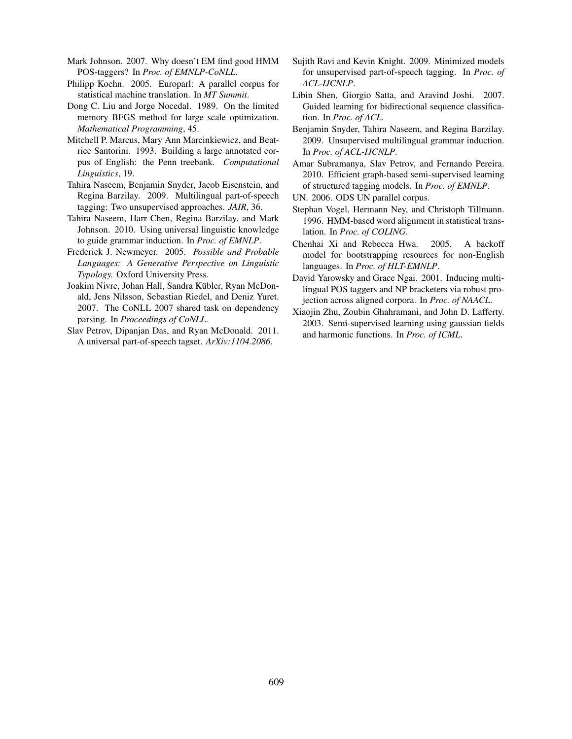Mark Johnson. 2007. Why doesn't EM find good HMM POS-taggers? In *Proc. of EMNLP-CoNLL*.

Philipp Koehn. 2005. Europarl: A parallel corpus for statistical machine translation. In *MT Summit*.

Dong C. Liu and Jorge Nocedal. 1989. On the limited memory BFGS method for large scale optimization. *Mathematical Programming*, 45.

Mitchell P. Marcus, Mary Ann Marcinkiewicz, and Beatrice Santorini. 1993. Building a large annotated corpus of English: the Penn treebank. *Computational Linguistics*, 19.

Tahira Naseem, Benjamin Snyder, Jacob Eisenstein, and Regina Barzilay. 2009. Multilingual part-of-speech tagging: Two unsupervised approaches. *JAIR*, 36.

Tahira Naseem, Harr Chen, Regina Barzilay, and Mark Johnson. 2010. Using universal linguistic knowledge to guide grammar induction. In *Proc. of EMNLP*.

Frederick J. Newmeyer. 2005. *Possible and Probable Languages: A Generative Perspective on Linguistic Typology.* Oxford University Press.

Joakim Nivre, Johan Hall, Sandra Kübler, Ryan McDonald, Jens Nilsson, Sebastian Riedel, and Deniz Yuret. 2007. The CoNLL 2007 shared task on dependency parsing. In *Proceedings of CoNLL*.

Slav Petrov, Dipanjan Das, and Ryan McDonald. 2011. A universal part-of-speech tagset. *ArXiv:1104.2086*.

Sujith Ravi and Kevin Knight. 2009. Minimized models for unsupervised part-of-speech tagging. In *Proc. of ACL-IJCNLP*.

Libin Shen, Giorgio Satta, and Aravind Joshi. 2007. Guided learning for bidirectional sequence classification. In *Proc. of ACL*.

Benjamin Snyder, Tahira Naseem, and Regina Barzilay. 2009. Unsupervised multilingual grammar induction. In *Proc. of ACL-IJCNLP*.

Amar Subramanya, Slav Petrov, and Fernando Pereira. 2010. Efficient graph-based semi-supervised learning of structured tagging models. In *Proc. of EMNLP*.

UN. 2006. ODS UN parallel corpus.

Stephan Vogel, Hermann Ney, and Christoph Tillmann. 1996. HMM-based word alignment in statistical translation. In *Proc. of COLING*.

Chenhai Xi and Rebecca Hwa. 2005. A backoff model for bootstrapping resources for non-English languages. In *Proc. of HLT-EMNLP*.

David Yarowsky and Grace Ngai. 2001. Inducing multilingual POS taggers and NP bracketers via robust projection across aligned corpora. In *Proc. of NAACL*.

Xiaojin Zhu, Zoubin Ghahramani, and John D. Lafferty. 2003. Semi-supervised learning using gaussian fields and harmonic functions. In *Proc. of ICML*.